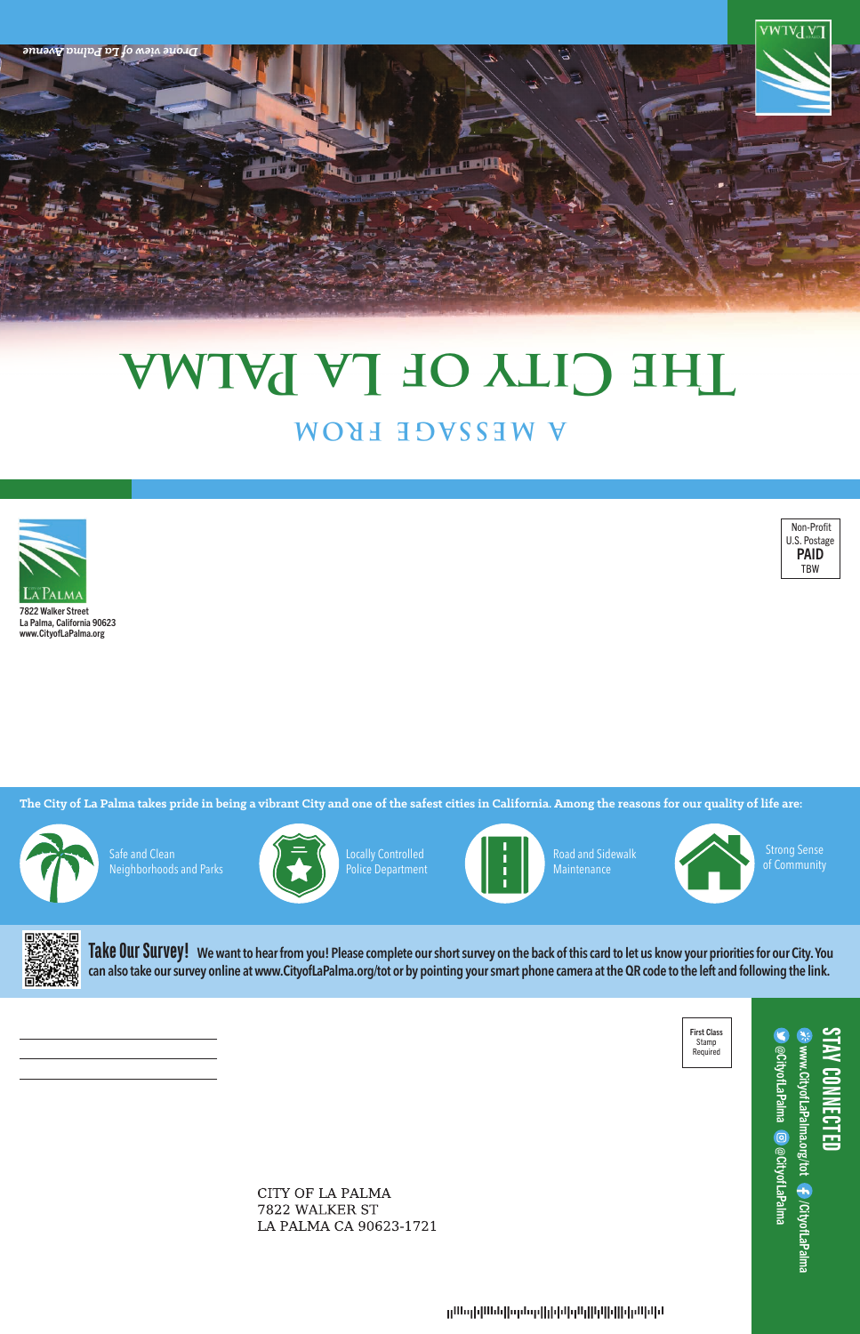*Drone view of La Palma Avenue*

# The City of La Palma

## A Message From

La Palma
7822 Walker Street
La Palma, California 90623
www.CityofLaPalma.org

Non-Profit
U.S. Postage
**PAID**
TBW

**The City of La Palma takes pride in being a vibrant City and one of the safest cities in California. Among the reasons for our quality of life are:**

- Safe and Clean Neighborhoods and Parks
- Locally Controlled Police Department
- Road and Sidewalk Maintenance
- Strong Sense of Community

**Take Our Survey!** We want to hear from you! Please complete our short survey on the back of this card to let us know your priorities for our City. You can also take our survey online at www.CityofLaPalma.org/tot or by pointing your smart phone camera at the QR code to the left and following the link.

First Class
Stamp
Required

CITY OF LA PALMA
7822 WALKER ST
LA PALMA CA 90623-1721

**STAY CONNECTED**

www.CityofLaPalma.org/tot
/CityofLaPalma
@CityofLaPalma
@CityofLaPalma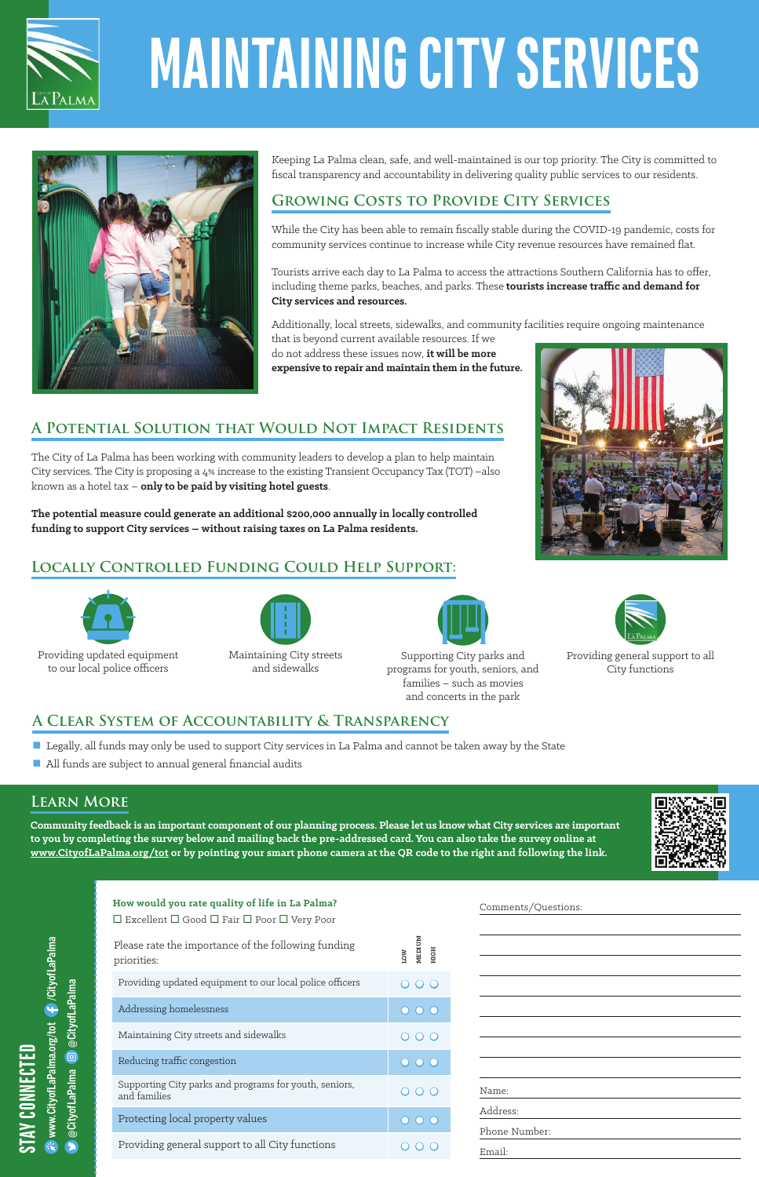# MAINTAINING CITY SERVICES

Keeping La Palma clean, safe, and well-maintained is our top priority. The City is committed to fiscal transparency and accountability in delivering quality public services to our residents.

## Growing Costs to Provide City Services

While the City has been able to remain fiscally stable during the COVID-19 pandemic, costs for community services continue to increase while City revenue resources have remained flat.

Tourists arrive each day to La Palma to access the attractions Southern California has to offer, including theme parks, beaches, and parks. These **tourists increase traffic and demand for City services and resources.**

Additionally, local streets, sidewalks, and community facilities require ongoing maintenance that is beyond current available resources. If we do not address these issues now, **it will be more expensive to repair and maintain them in the future.**

## A Potential Solution that Would Not Impact Residents

The City of La Palma has been working with community leaders to develop a plan to help maintain City services. The City is proposing a 4% increase to the existing Transient Occupancy Tax (TOT) –also known as a hotel tax – **only to be paid by visiting hotel guests**.

**The potential measure could generate an additional $200,000 annually in locally controlled funding to support City services – without raising taxes on La Palma residents.**

## Locally Controlled Funding Could Help Support:

- Providing updated equipment to our local police officers
- Maintaining City streets and sidewalks
- Supporting City parks and programs for youth, seniors, and families – such as movies and concerts in the park
- Providing general support to all City functions

## A Clear System of Accountability & Transparency

- Legally, all funds may only be used to support City services in La Palma and cannot be taken away by the State
- All funds are subject to annual general financial audits

## Learn More

**Community feedback is an important component of our planning process. Please let us know what City services are important to you by completing the survey below and mailing back the pre-addressed card. You can also take the survey online at www.CityofLaPalma.org/tot or by pointing your smart phone camera at the QR code to the right and following the link.**

**STAY CONNECTED**
www.CityofLaPalma.org/tot
/CityofLaPalma
@CityofLaPalma
@CityofLaPalma

**How would you rate quality of life in La Palma?**
☐ Excellent ☐ Good ☐ Fair ☐ Poor ☐ Very Poor

| Please rate the importance of the following funding priorities: | LOW | MEDIUM | HIGH |
|---|---|---|---|
| Providing updated equipment to our local police officers | ○ | ○ | ○ |
| Addressing homelessness | ○ | ○ | ○ |
| Maintaining City streets and sidewalks | ○ | ○ | ○ |
| Reducing traffic congestion | ○ | ○ | ○ |
| Supporting City parks and programs for youth, seniors, and families | ○ | ○ | ○ |
| Protecting local property values | ○ | ○ | ○ |
| Providing general support to all City functions | ○ | ○ | ○ |

Comments/Questions:

Name:

Address:

Phone Number:

Email: